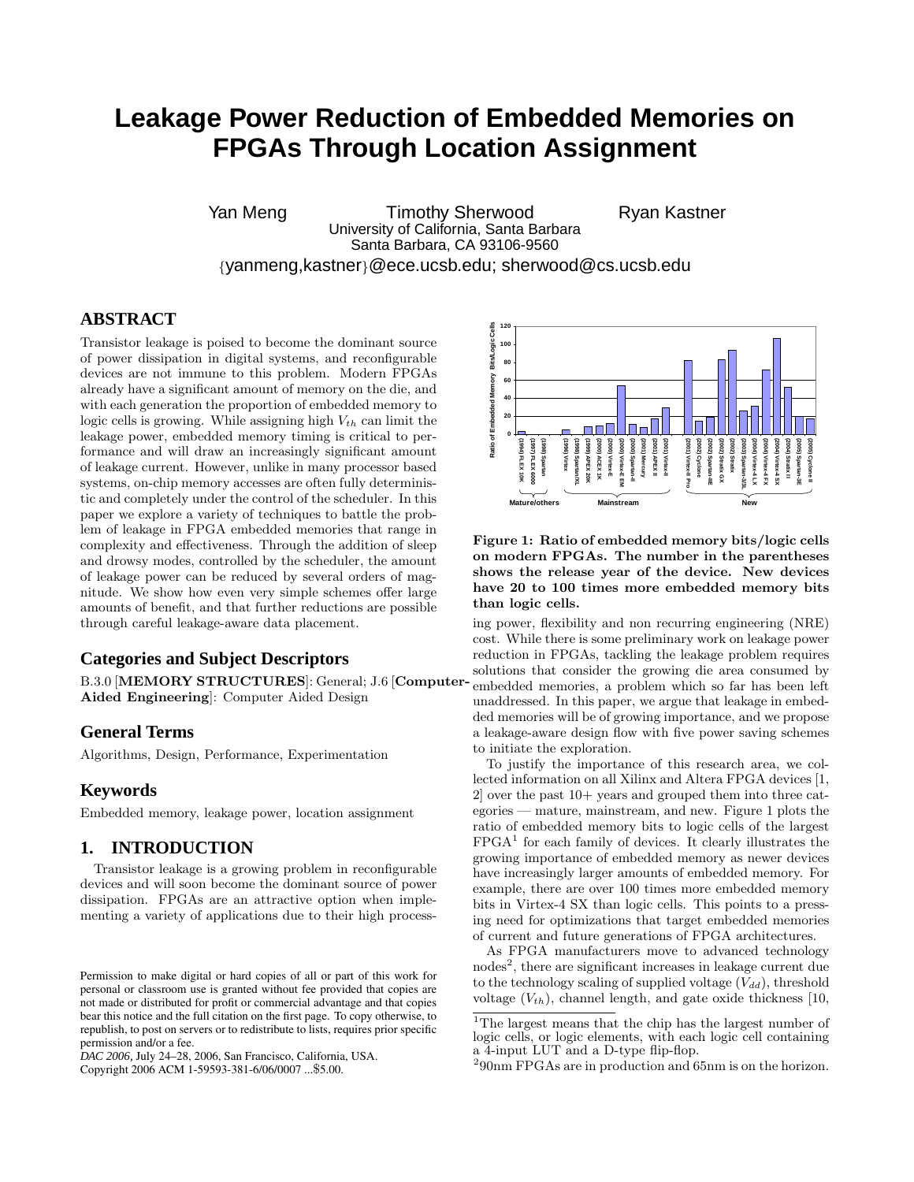# Leakage Power Reduction of Embedded Memories on FPGAs Through Location Assignment

Yan Meng  Timothy Sherwood  Ryan Kastner
University of California, Santa Barbara
Santa Barbara, CA 93106-9560
{yanmeng,kastner}@ece.ucsb.edu; sherwood@cs.ucsb.edu

## ABSTRACT

Transistor leakage is poised to become the dominant source of power dissipation in digital systems, and reconfigurable devices are not immune to this problem. Modern FPGAs already have a significant amount of memory on the die, and with each generation the proportion of embedded memory to logic cells is growing. While assigning high $V_{th}$ can limit the leakage power, embedded memory timing is critical to performance and will draw an increasingly significant amount of leakage current. However, unlike in many processor based systems, on-chip memory accesses are often fully deterministic and completely under the control of the scheduler. In this paper we explore a variety of techniques to battle the problem of leakage in FPGA embedded memories that range in complexity and effectiveness. Through the addition of sleep and drowsy modes, controlled by the scheduler, the amount of leakage power can be reduced by several orders of magnitude. We show how even very simple schemes offer large amounts of benefit, and that further reductions are possible through careful leakage-aware data placement.

### Categories and Subject Descriptors

B.3.0 [**MEMORY STRUCTURES**]: General; J.6 [**Computer-Aided Engineering**]: Computer Aided Design

### General Terms

Algorithms, Design, Performance, Experimentation

### Keywords

Embedded memory, leakage power, location assignment

## 1. INTRODUCTION

Transistor leakage is a growing problem in reconfigurable devices and will soon become the dominant source of power dissipation. FPGAs are an attractive option when implementing a variety of applications due to their high processing power, flexibility and non recurring engineering (NRE) cost. While there is some preliminary work on leakage power reduction in FPGAs, tackling the leakage problem requires solutions that consider the growing die area consumed by embedded memories, a problem which so far has been left unaddressed. In this paper, we argue that leakage in embedded memories will be of growing importance, and we propose a leakage-aware design flow with five power saving schemes to initiate the exploration.

**Figure 1: Ratio of embedded memory bits/logic cells on modern FPGAs. The number in the parentheses shows the release year of the device. New devices have 20 to 100 times more embedded memory bits than logic cells.**

To justify the importance of this research area, we collected information on all Xilinx and Altera FPGA devices [1, 2] over the past 10+ years and grouped them into three categories — mature, mainstream, and new. Figure 1 plots the ratio of embedded memory bits to logic cells of the largest FPGA[1] for each family of devices. It clearly illustrates the growing importance of embedded memory as newer devices have increasingly larger amounts of embedded memory. For example, there are over 100 times more embedded memory bits in Virtex-4 SX than logic cells. This points to a pressing need for optimizations that target embedded memories of current and future generations of FPGA architectures.

As FPGA manufacturers move to advanced technology nodes[2], there are significant increases in leakage current due to the technology scaling of supplied voltage ($V_{dd}$), threshold voltage ($V_{th}$), channel length, and gate oxide thickness [10,

[1]The largest means that the chip has the largest number of logic cells, or logic elements, with each logic cell containing a 4-input LUT and a D-type flip-flop.

[2]90nm FPGAs are in production and 65nm is on the horizon.

Permission to make digital or hard copies of all or part of this work for personal or classroom use is granted without fee provided that copies are not made or distributed for profit or commercial advantage and that copies bear this notice and the full citation on the first page. To copy otherwise, to republish, to post on servers or to redistribute to lists, requires prior specific permission and/or a fee.
*DAC 2006*, July 24–28, 2006, San Francisco, California, USA.
Copyright 2006 ACM 1-59593-381-6/06/0007 ...$5.00.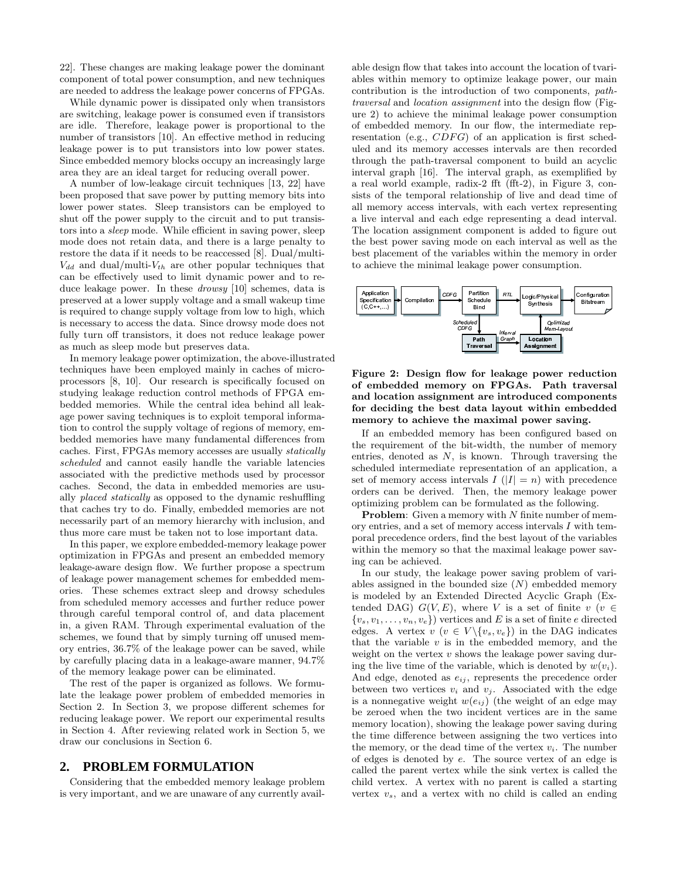22]. These changes are making leakage power the dominant component of total power consumption, and new techniques are needed to address the leakage power concerns of FPGAs.

While dynamic power is dissipated only when transistors are switching, leakage power is consumed even if transistors are idle. Therefore, leakage power is proportional to the number of transistors [10]. An effective method in reducing leakage power is to put transistors into low power states. Since embedded memory blocks occupy an increasingly large area they are an ideal target for reducing overall power.

A number of low-leakage circuit techniques [13, 22] have been proposed that save power by putting memory bits into lower power states. Sleep transistors can be employed to shut off the power supply to the circuit and to put transistors into a *sleep* mode. While efficient in saving power, sleep mode does not retain data, and there is a large penalty to restore the data if it needs to be reaccessed [8]. Dual/multi-$V_{dd}$ and dual/multi-$V_{th}$ are other popular techniques that can be effectively used to limit dynamic power and to reduce leakage power. In these *drowsy* [10] schemes, data is preserved at a lower supply voltage and a small wakeup time is required to change supply voltage from low to high, which is necessary to access the data. Since drowsy mode does not fully turn off transistors, it does not reduce leakage power as much as sleep mode but preserves data.

In memory leakage power optimization, the above-illustrated techniques have been employed mainly in caches of microprocessors [8, 10]. Our research is specifically focused on studying leakage reduction control methods of FPGA embedded memories. While the central idea behind all leakage power saving techniques is to exploit temporal information to control the supply voltage of regions of memory, embedded memories have many fundamental differences from caches. First, FPGAs memory accesses are usually *statically scheduled* and cannot easily handle the variable latencies associated with the predictive methods used by processor caches. Second, the data in embedded memories are usually *placed statically* as opposed to the dynamic reshuffling that caches try to do. Finally, embedded memories are not necessarily part of an memory hierarchy with inclusion, and thus more care must be taken not to lose important data.

In this paper, we explore embedded-memory leakage power optimization in FPGAs and present an embedded memory leakage-aware design flow. We further propose a spectrum of leakage power management schemes for embedded memories. These schemes extract sleep and drowsy schedules from scheduled memory accesses and further reduce power through careful temporal control of, and data placement in, a given RAM. Through experimental evaluation of the schemes, we found that by simply turning off unused memory entries, 36.7% of the leakage power can be saved, while by carefully placing data in a leakage-aware manner, 94.7% of the memory leakage power can be eliminated.

The rest of the paper is organized as follows. We formulate the leakage power problem of embedded memories in Section 2. In Section 3, we propose different schemes for reducing leakage power. We report our experimental results in Section 4. After reviewing related work in Section 5, we draw our conclusions in Section 6.

## 2. PROBLEM FORMULATION

Considering that the embedded memory leakage problem is very important, and we are unaware of any currently available design flow that takes into account the location of tvariables within memory to optimize leakage power, our main contribution is the introduction of two components, *path-traversal* and *location assignment* into the design flow (Figure 2) to achieve the minimal leakage power consumption of embedded memory. In our flow, the intermediate representation (e.g., $CDFG$) of an application is first scheduled and its memory accesses intervals are then recorded through the path-traversal component to build an acyclic interval graph [16]. The interval graph, as exemplified by a real world example, radix-2 fft (fft-2), in Figure 3, consists of the temporal relationship of live and dead time of all memory access intervals, with each vertex representing a live interval and each edge representing a dead interval. The location assignment component is added to figure out the best power saving mode on each interval as well as the best placement of the variables within the memory in order to achieve the minimal leakage power consumption.

Application Specification (C,C++,...)
Compilation
CDFG
Partition Schedule Bind
RTL
Logic/Physical Synthesis
Configuration Bitstream
Scheduled CDFG
Interval Graph
Optimized Mem-Layout
Path Traversal
Location Assignment

**Figure 2: Design flow for leakage power reduction of embedded memory on FPGAs. Path traversal and location assignment are introduced components for deciding the best data layout within embedded memory to achieve the maximal power saving.**

If an embedded memory has been configured based on the requirement of the bit-width, the number of memory entries, denoted as $N$, is known. Through traversing the scheduled intermediate representation of an application, a set of memory access intervals $I$ ($|I| = n$) with precedence orders can be derived. Then, the memory leakage power optimizing problem can be formulated as the following.

**Problem**: Given a memory with $N$ finite number of memory entries, and a set of memory access intervals $I$ with temporal precedence orders, find the best layout of the variables within the memory so that the maximal leakage power saving can be achieved.

In our study, the leakage power saving problem of variables assigned in the bounded size ($N$) embedded memory is modeled by an Extended Directed Acyclic Graph (Extended DAG) $G(V, E)$, where $V$ is a set of finite $v$ ($v \in \{v_s, v_1, \ldots, v_n, v_e\}$) vertices and $E$ is a set of finite $e$ directed edges. A vertex $v$ ($v \in V \backslash \{v_s, v_e\}$) in the DAG indicates that the variable $v$ is in the embedded memory, and the weight on the vertex $v$ shows the leakage power saving during the live time of the variable, which is denoted by $w(v_i)$. And edge, denoted as $e_{ij}$, represents the precedence order between two vertices $v_i$ and $v_j$. Associated with the edge is a nonnegative weight $w(e_{ij})$ (the weight of an edge may be zeroed when the two incident vertices are in the same memory location), showing the leakage power saving during the time difference between assigning the two vertices into the memory, or the dead time of the vertex $v_i$. The number of edges is denoted by $e$. The source vertex of an edge is called the parent vertex while the sink vertex is called the child vertex. A vertex with no parent is called a starting vertex $v_s$, and a vertex with no child is called an ending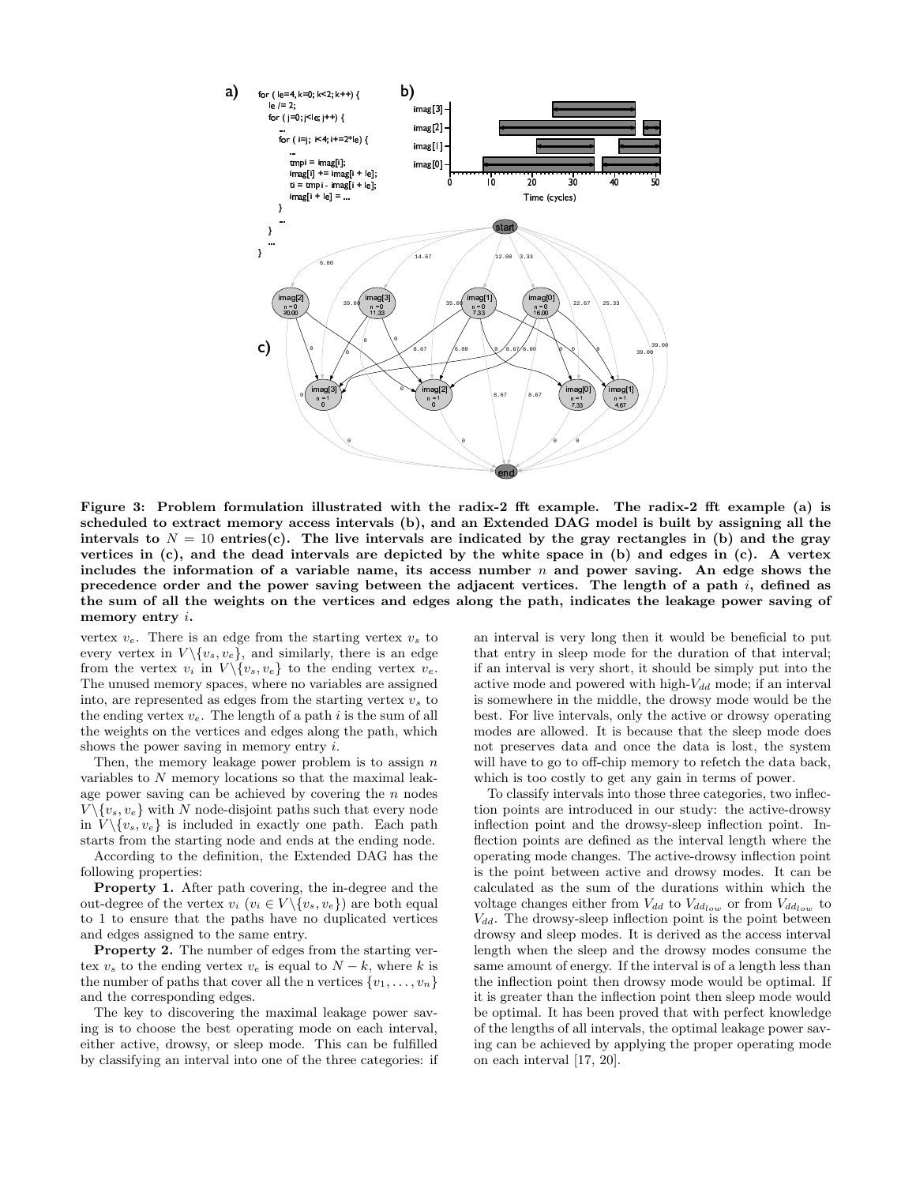**Figure 3: Problem formulation illustrated with the radix-2 fft example. The radix-2 fft example (a) is scheduled to extract memory access intervals (b), and an Extended DAG model is built by assigning all the intervals to $N = 10$ entries(c). The live intervals are indicated by the gray rectangles in (b) and the gray vertices in (c), and the dead intervals are depicted by the white space in (b) and edges in (c). A vertex includes the information of a variable name, its access number $n$ and power saving. An edge shows the precedence order and the power saving between the adjacent vertices. The length of a path $i$, defined as the sum of all the weights on the vertices and edges along the path, indicates the leakage power saving of memory entry $i$.**

vertex $v_e$. There is an edge from the starting vertex $v_s$ to every vertex in $V \backslash \{v_s, v_e\}$, and similarly, there is an edge from the vertex $v_i$ in $V \backslash \{v_s, v_e\}$ to the ending vertex $v_e$. The unused memory spaces, where no variables are assigned into, are represented as edges from the starting vertex $v_s$ to the ending vertex $v_e$. The length of a path $i$ is the sum of all the weights on the vertices and edges along the path, which shows the power saving in memory entry $i$.

Then, the memory leakage power problem is to assign $n$ variables to $N$ memory locations so that the maximal leakage power saving can be achieved by covering the $n$ nodes $V \backslash \{v_s, v_e\}$ with $N$ node-disjoint paths such that every node in $V \backslash \{v_s, v_e\}$ is included in exactly one path. Each path starts from the starting node and ends at the ending node.

According to the definition, the Extended DAG has the following properties:

**Property 1.** After path covering, the in-degree and the out-degree of the vertex $v_i$ ($v_i \in V \backslash \{v_s, v_e\}$) are both equal to 1 to ensure that the paths have no duplicated vertices and edges assigned to the same entry.

**Property 2.** The number of edges from the starting vertex $v_s$ to the ending vertex $v_e$ is equal to $N - k$, where $k$ is the number of paths that cover all the n vertices $\{v_1, \ldots, v_n\}$ and the corresponding edges.

The key to discovering the maximal leakage power saving is to choose the best operating mode on each interval, either active, drowsy, or sleep mode. This can be fulfilled by classifying an interval into one of the three categories: if an interval is very long then it would be beneficial to put that entry in sleep mode for the duration of that interval; if an interval is very short, it should be simply put into the active mode and powered with high-$V_{dd}$ mode; if an interval is somewhere in the middle, the drowsy mode would be the best. For live intervals, only the active or drowsy operating modes are allowed. It is because that the sleep mode does not preserves data and once the data is lost, the system will have to go to off-chip memory to refetch the data back, which is too costly to get any gain in terms of power.

To classify intervals into those three categories, two inflection points are introduced in our study: the active-drowsy inflection point and the drowsy-sleep inflection point. Inflection points are defined as the interval length where the operating mode changes. The active-drowsy inflection point is the point between active and drowsy modes. It can be calculated as the sum of the durations within which the voltage changes either from $V_{dd}$ to $V_{dd_{low}}$ or from $V_{dd_{low}}$ to $V_{dd}$. The drowsy-sleep inflection point is the point between drowsy and sleep modes. It is derived as the access interval length when the sleep and the drowsy modes consume the same amount of energy. If the interval is of a length less than the inflection point then drowsy mode would be optimal. If it is greater than the inflection point then sleep mode would be optimal. It has been proved that with perfect knowledge of the lengths of all intervals, the optimal leakage power saving can be achieved by applying the proper operating mode on each interval [17, 20].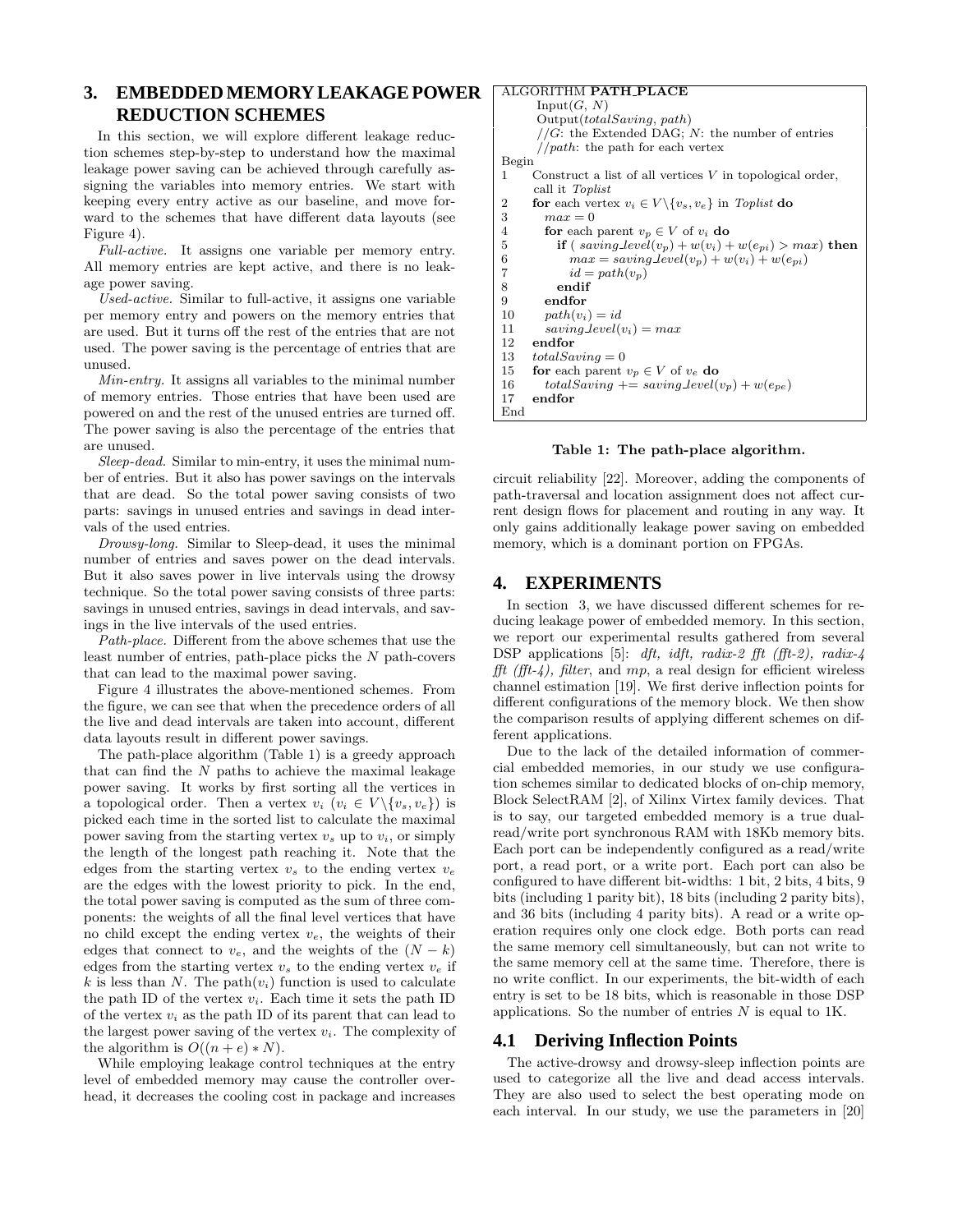# 3. EMBEDDED MEMORY LEAKAGE POWER REDUCTION SCHEMES

In this section, we will explore different leakage reduction schemes step-by-step to understand how the maximal leakage power saving can be achieved through carefully assigning the variables into memory entries. We start with keeping every entry active as our baseline, and move forward to the schemes that have different data layouts (see Figure 4).

*Full-active.* It assigns one variable per memory entry. All memory entries are kept active, and there is no leakage power saving.

*Used-active.* Similar to full-active, it assigns one variable per memory entry and powers on the memory entries that are used. But it turns off the rest of the entries that are not used. The power saving is the percentage of entries that are unused.

*Min-entry.* It assigns all variables to the minimal number of memory entries. Those entries that have been used are powered on and the rest of the unused entries are turned off. The power saving is also the percentage of the entries that are unused.

*Sleep-dead.* Similar to min-entry, it uses the minimal number of entries. But it also has power savings on the intervals that are dead. So the total power saving consists of two parts: savings in unused entries and savings in dead intervals of the used entries.

*Drowsy-long.* Similar to Sleep-dead, it uses the minimal number of entries and saves power on the dead intervals. But it also saves power in live intervals using the drowsy technique. So the total power saving consists of three parts: savings in unused entries, savings in dead intervals, and savings in the live intervals of the used entries.

*Path-place.* Different from the above schemes that use the least number of entries, path-place picks the $N$ path-covers that can lead to the maximal power saving.

Figure 4 illustrates the above-mentioned schemes. From the figure, we can see that when the precedence orders of all the live and dead intervals are taken into account, different data layouts result in different power savings.

The path-place algorithm (Table 1) is a greedy approach that can find the $N$ paths to achieve the maximal leakage power saving. It works by first sorting all the vertices in a topological order. Then a vertex $v_i$ ($v_i \in V\backslash\{v_s, v_e\}$) is picked each time in the sorted list to calculate the maximal power saving from the starting vertex $v_s$ up to $v_i$, or simply the length of the longest path reaching it. Note that the edges from the starting vertex $v_s$ to the ending vertex $v_e$ are the edges with the lowest priority to pick. In the end, the total power saving is computed as the sum of three components: the weights of all the final level vertices that have no child except the ending vertex $v_e$, the weights of their edges that connect to $v_e$, and the weights of the $(N-k)$ edges from the starting vertex $v_s$ to the ending vertex $v_e$ if $k$ is less than $N$. The path($v_i$) function is used to calculate the path ID of the vertex $v_i$. Each time it sets the path ID of the vertex $v_i$ as the path ID of its parent that can lead to the largest power saving of the vertex $v_i$. The complexity of the algorithm is $O((n+e)*N)$.

While employing leakage control techniques at the entry level of embedded memory may cause the controller overhead, it decreases the cooling cost in package and increases circuit reliability [22]. Moreover, adding the components of path-traversal and location assignment does not affect current design flows for placement and routing in any way. It only gains additionally leakage power saving on embedded memory, which is a dominant portion on FPGAs.

```
ALGORITHM PATH_PLACE
      Input(G, N)
      Output(totalSaving, path)
      //G: the Extended DAG; N: the number of entries
      //path: the path for each vertex
Begin
1     Construct a list of all vertices V in topological order,
      call it Toplist
2     for each vertex v_i ∈ V\{v_s, v_e} in Toplist do
3       max = 0
4       for each parent v_p ∈ V of v_i do
5         if ( saving_level(v_p) + w(v_i) + w(e_pi) > max) then
6           max = saving_level(v_p) + w(v_i) + w(e_pi)
7           id = path(v_p)
8         endif
9       endfor
10      path(v_i) = id
11      saving_level(v_i) = max
12    endfor
13    totalSaving = 0
15    for each parent v_p ∈ V of v_e do
16      totalSaving += saving_level(v_p) + w(e_pe)
17    endfor
End
```

**Table 1: The path-place algorithm.**

# 4. EXPERIMENTS

In section 3, we have discussed different schemes for reducing leakage power of embedded memory. In this section, we report our experimental results gathered from several DSP applications [5]: *dft, idft, radix-2 fft (fft-2), radix-4 fft (fft-4), filter*, and *mp*, a real design for efficient wireless channel estimation [19]. We first derive inflection points for different configurations of the memory block. We then show the comparison results of applying different schemes on different applications.

Due to the lack of the detailed information of commercial embedded memories, in our study we use configuration schemes similar to dedicated blocks of on-chip memory, Block SelectRAM [2], of Xilinx Virtex family devices. That is to say, our targeted embedded memory is a true dual-read/write port synchronous RAM with 18Kb memory bits. Each port can be independently configured as a read/write port, a read port, or a write port. Each port can also be configured to have different bit-widths: 1 bit, 2 bits, 4 bits, 9 bits (including 1 parity bit), 18 bits (including 2 parity bits), and 36 bits (including 4 parity bits). A read or a write operation requires only one clock edge. Both ports can read the same memory cell simultaneously, but can not write to the same memory cell at the same time. Therefore, there is no write conflict. In our experiments, the bit-width of each entry is set to be 18 bits, which is reasonable in those DSP applications. So the number of entries $N$ is equal to 1K.

## 4.1 Deriving Inflection Points

The active-drowsy and drowsy-sleep inflection points are used to categorize all the live and dead access intervals. They are also used to select the best operating mode on each interval. In our study, we use the parameters in [20]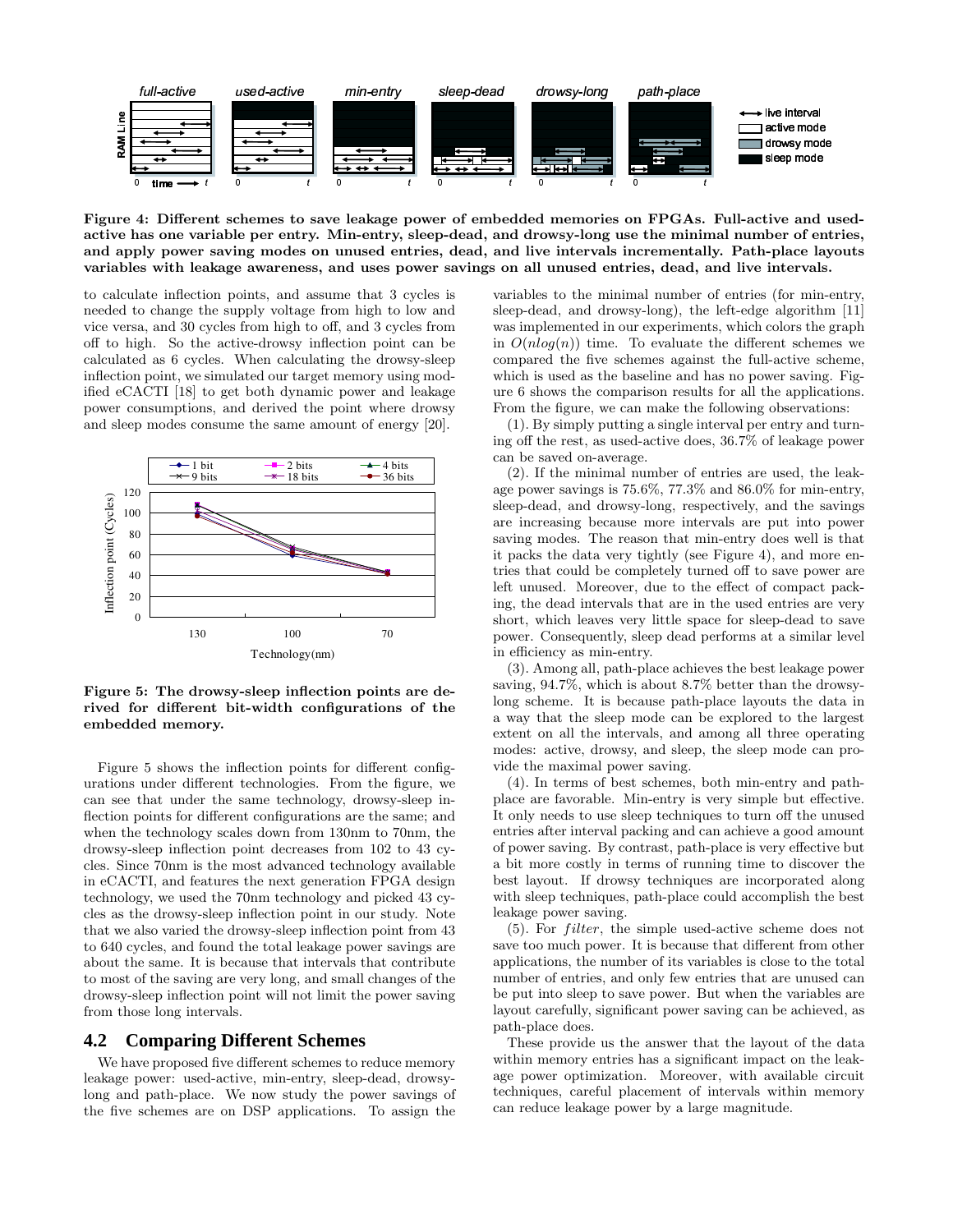Figure 4: Different schemes to save leakage power of embedded memories on FPGAs. Full-active and used-active has one variable per entry. Min-entry, sleep-dead, and drowsy-long use the minimal number of entries, and apply power saving modes on unused entries, dead, and live intervals incrementally. Path-place layouts variables with leakage awareness, and uses power savings on all unused entries, dead, and live intervals.

to calculate inflection points, and assume that 3 cycles is needed to change the supply voltage from high to low and vice versa, and 30 cycles from high to off, and 3 cycles from off to high. So the active-drowsy inflection point can be calculated as 6 cycles. When calculating the drowsy-sleep inflection point, we simulated our target memory using modified eCACTI [18] to get both dynamic power and leakage power consumptions, and derived the point where drowsy and sleep modes consume the same amount of energy [20].

Figure 5: The drowsy-sleep inflection points are derived for different bit-width configurations of the embedded memory.

Figure 5 shows the inflection points for different configurations under different technologies. From the figure, we can see that under the same technology, drowsy-sleep inflection points for different configurations are the same; and when the technology scales down from 130nm to 70nm, the drowsy-sleep inflection point decreases from 102 to 43 cycles. Since 70nm is the most advanced technology available in eCACTI, and features the next generation FPGA design technology, we used the 70nm technology and picked 43 cycles as the drowsy-sleep inflection point in our study. Note that we also varied the drowsy-sleep inflection point from 43 to 640 cycles, and found the total leakage power savings are about the same. It is because that intervals that contribute to most of the saving are very long, and small changes of the drowsy-sleep inflection point will not limit the power saving from those long intervals.

## 4.2 Comparing Different Schemes

We have proposed five different schemes to reduce memory leakage power: used-active, min-entry, sleep-dead, drowsy-long and path-place. We now study the power savings of the five schemes are on DSP applications. To assign the variables to the minimal number of entries (for min-entry, sleep-dead, and drowsy-long), the left-edge algorithm [11] was implemented in our experiments, which colors the graph in $O(nlog(n))$ time. To evaluate the different schemes we compared the five schemes against the full-active scheme, which is used as the baseline and has no power saving. Figure 6 shows the comparison results for all the applications. From the figure, we can make the following observations:

(1). By simply putting a single interval per entry and turning off the rest, as used-active does, 36.7% of leakage power can be saved on-average.

(2). If the minimal number of entries are used, the leakage power savings is 75.6%, 77.3% and 86.0% for min-entry, sleep-dead, and drowsy-long, respectively, and the savings are increasing because more intervals are put into power saving modes. The reason that min-entry does well is that it packs the data very tightly (see Figure 4), and more entries that could be completely turned off to save power are left unused. Moreover, due to the effect of compact packing, the dead intervals that are in the used entries are very short, which leaves very little space for sleep-dead to save power. Consequently, sleep dead performs at a similar level in efficiency as min-entry.

(3). Among all, path-place achieves the best leakage power saving, 94.7%, which is about 8.7% better than the drowsy-long scheme. It is because path-place layouts the data in a way that the sleep mode can be explored to the largest extent on all the intervals, and among all three operating modes: active, drowsy, and sleep, the sleep mode can provide the maximal power saving.

(4). In terms of best schemes, both min-entry and path-place are favorable. Min-entry is very simple but effective. It only needs to use sleep techniques to turn off the unused entries after interval packing and can achieve a good amount of power saving. By contrast, path-place is very effective but a bit more costly in terms of running time to discover the best layout. If drowsy techniques are incorporated along with sleep techniques, path-place could accomplish the best leakage power saving.

(5). For *filter*, the simple used-active scheme does not save too much power. It is because that different from other applications, the number of its variables is close to the total number of entries, and only few entries that are unused can be put into sleep to save power. But when the variables are layout carefully, significant power saving can be achieved, as path-place does.

These provide us the answer that the layout of the data within memory entries has a significant impact on the leakage power optimization. Moreover, with available circuit techniques, careful placement of intervals within memory can reduce leakage power by a large magnitude.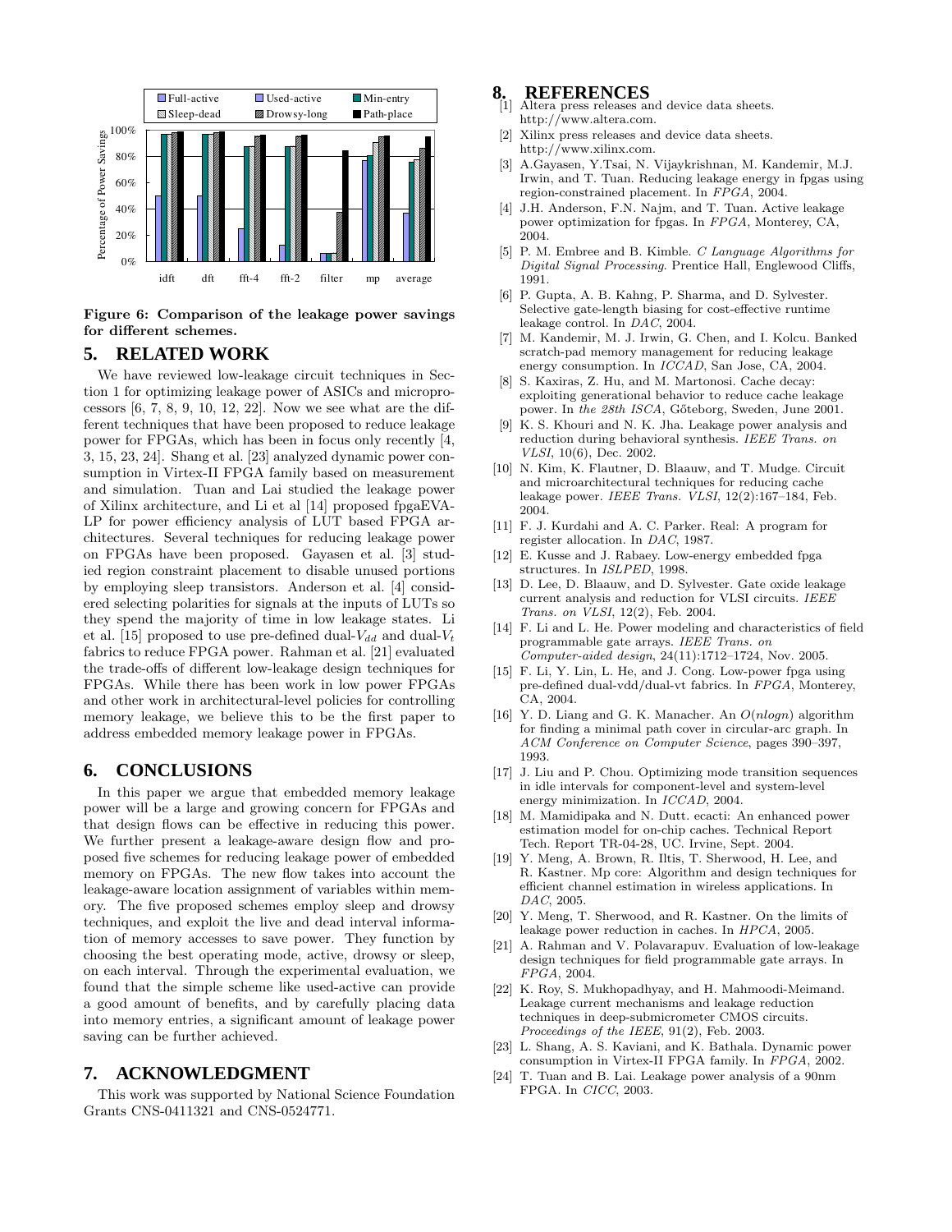Full-active
Used-active
Min-entry
Sleep-dead
Drowsy-long
Path-place

Percentage of Power Savings

100%
80%
60%
40%
20%
0%

idft
dft
fft-4
fft-2
filter
mp
average

**Figure 6: Comparison of the leakage power savings for different schemes.**

## 5. RELATED WORK

We have reviewed low-leakage circuit techniques in Section 1 for optimizing leakage power of ASICs and microprocessors [6, 7, 8, 9, 10, 12, 22]. Now we see what are the different techniques that have been proposed to reduce leakage power for FPGAs, which has been in focus only recently [4, 3, 15, 23, 24]. Shang et al. [23] analyzed dynamic power consumption in Virtex-II FPGA family based on measurement and simulation. Tuan and Lai studied the leakage power of Xilinx architecture, and Li et al [14] proposed fpgaEVA-LP for power efficiency analysis of LUT based FPGA architectures. Several techniques for reducing leakage power on FPGAs have been proposed. Gayasen et al. [3] studied region constraint placement to disable unused portions by employing sleep transistors. Anderson et al. [4] considered selecting polarities for signals at the inputs of LUTs so they spend the majority of time in low leakage states. Li et al. [15] proposed to use pre-defined dual-$V_{dd}$ and dual-$V_t$ fabrics to reduce FPGA power. Rahman et al. [21] evaluated the trade-offs of different low-leakage design techniques for FPGAs. While there has been work in low power FPGAs and other work in architectural-level policies for controlling memory leakage, we believe this to be the first paper to address embedded memory leakage power in FPGAs.

## 6. CONCLUSIONS

In this paper we argue that embedded memory leakage power will be a large and growing concern for FPGAs and that design flows can be effective in reducing this power. We further present a leakage-aware design flow and proposed five schemes for reducing leakage power of embedded memory on FPGAs. The new flow takes into account the leakage-aware location assignment of variables within memory. The five proposed schemes employ sleep and drowsy techniques, and exploit the live and dead interval information of memory accesses to save power. They function by choosing the best operating mode, active, drowsy or sleep, on each interval. Through the experimental evaluation, we found that the simple scheme like used-active can provide a good amount of benefits, and by carefully placing data into memory entries, a significant amount of leakage power saving can be further achieved.

## 7. ACKNOWLEDGMENT

This work was supported by National Science Foundation Grants CNS-0411321 and CNS-0524771.

## 8. REFERENCES

[1] Altera press releases and device data sheets. http://www.altera.com.

[2] Xilinx press releases and device data sheets. http://www.xilinx.com.

[3] A.Gayasen, Y.Tsai, N. Vijaykrishnan, M. Kandemir, M.J. Irwin, and T. Tuan. Reducing leakage energy in fpgas using region-constrained placement. In *FPGA*, 2004.

[4] J.H. Anderson, F.N. Najm, and T. Tuan. Active leakage power optimization for fpgas. In *FPGA*, Monterey, CA, 2004.

[5] P. M. Embree and B. Kimble. *C Language Algorithms for Digital Signal Processing*. Prentice Hall, Englewood Cliffs, 1991.

[6] P. Gupta, A. B. Kahng, P. Sharma, and D. Sylvester. Selective gate-length biasing for cost-effective runtime leakage control. In *DAC*, 2004.

[7] M. Kandemir, M. J. Irwin, G. Chen, and I. Kolcu. Banked scratch-pad memory management for reducing leakage energy consumption. In *ICCAD*, San Jose, CA, 2004.

[8] S. Kaxiras, Z. Hu, and M. Martonosi. Cache decay: exploiting generational behavior to reduce cache leakage power. In *the 28th ISCA*, Gőteborg, Sweden, June 2001.

[9] K. S. Khouri and N. K. Jha. Leakage power analysis and reduction during behavioral synthesis. *IEEE Trans. on VLSI*, 10(6), Dec. 2002.

[10] N. Kim, K. Flautner, D. Blaauw, and T. Mudge. Circuit and microarchitectural techniques for reducing cache leakage power. *IEEE Trans. VLSI*, 12(2):167–184, Feb. 2004.

[11] F. J. Kurdahi and A. C. Parker. Real: A program for register allocation. In *DAC*, 1987.

[12] E. Kusse and J. Rabaey. Low-energy embedded fpga structures. In *ISLPED*, 1998.

[13] D. Lee, D. Blaauw, and D. Sylvester. Gate oxide leakage current analysis and reduction for VLSI circuits. *IEEE Trans. on VLSI*, 12(2), Feb. 2004.

[14] F. Li and L. He. Power modeling and characteristics of field programmable gate arrays. *IEEE Trans. on Computer-aided design*, 24(11):1712–1724, Nov. 2005.

[15] F. Li, Y. Lin, L. He, and J. Cong. Low-power fpga using pre-defined dual-vdd/dual-vt fabrics. In *FPGA*, Monterey, CA, 2004.

[16] Y. D. Liang and G. K. Manacher. An $O(nlogn)$ algorithm for finding a minimal path cover in circular-arc graph. In *ACM Conference on Computer Science*, pages 390–397, 1993.

[17] J. Liu and P. Chou. Optimizing mode transition sequences in idle intervals for component-level and system-level energy minimization. In *ICCAD*, 2004.

[18] M. Mamidipaka and N. Dutt. ecacti: An enhanced power estimation model for on-chip caches. Technical Report Tech. Report TR-04-28, UC. Irvine, Sept. 2004.

[19] Y. Meng, A. Brown, R. Iltis, T. Sherwood, H. Lee, and R. Kastner. Mp core: Algorithm and design techniques for efficient channel estimation in wireless applications. In *DAC*, 2005.

[20] Y. Meng, T. Sherwood, and R. Kastner. On the limits of leakage power reduction in caches. In *HPCA*, 2005.

[21] A. Rahman and V. Polavarapuv. Evaluation of low-leakage design techniques for field programmable gate arrays. In *FPGA*, 2004.

[22] K. Roy, S. Mukhopadhyay, and H. Mahmoodi-Meimand. Leakage current mechanisms and leakage reduction techniques in deep-submicrometer CMOS circuits. *Proceedings of the IEEE*, 91(2), Feb. 2003.

[23] L. Shang, A. S. Kaviani, and K. Bathala. Dynamic power consumption in Virtex-II FPGA family. In *FPGA*, 2002.

[24] T. Tuan and B. Lai. Leakage power analysis of a 90nm FPGA. In *CICC*, 2003.